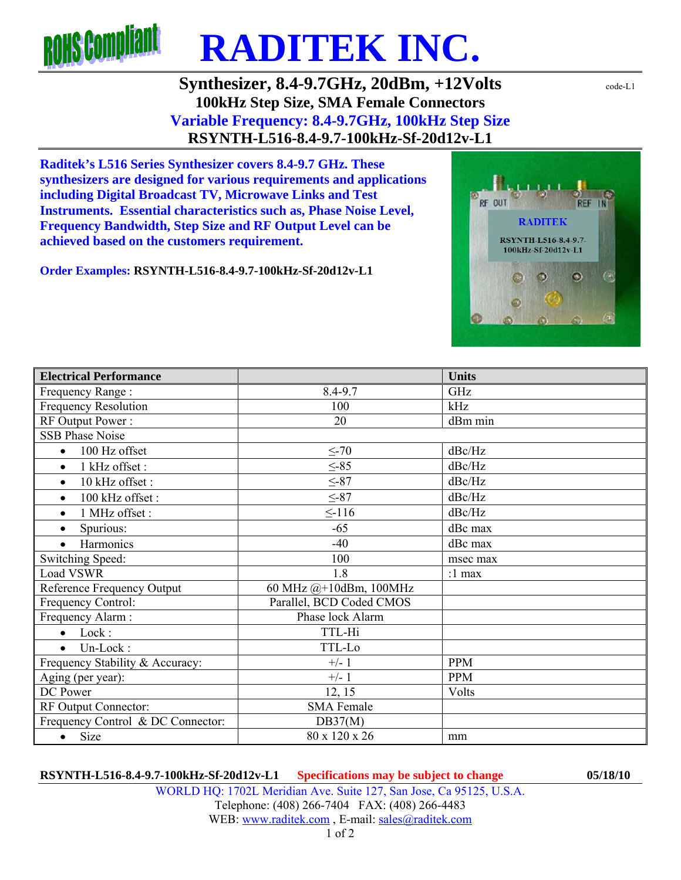# RADITEK INC.

## Synthesizer, 8.4-9.7GHz, 20dBm, +12Volts

code-L1

### 100kHz Step Size, SMA Female Connectors

### Variable Frequency: 8.4-9.7GHz, 100kHz Step Size

### RSYNTH-L516-8.4-9.7-100kHz-Sf-20d12v-L1

**Raditek's L516 Series Synthesizer covers 8.4-9.7 GHz. These synthesizers are designed for various requirements and applications including Digital Broadcast TV, Microwave Links and Test Instruments. Essential characteristics such as, Phase Noise Level, Frequency Bandwidth, Step Size and RF Output Level can be achieved based on the customers requirement.**

**Order Examples: RSYNTH-L516-8.4-9.7-100kHz-Sf-20d12v-L1**

| Electrical Performance | | Units |
|---|---|---|
| Frequency Range : | 8.4-9.7 | GHz |
| Frequency Resolution | 100 | kHz |
| RF Output Power : | 20 | dBm min |
| SSB Phase Noise | | |
| • 100 Hz offset | ≤-70 | dBc/Hz |
| • 1 kHz offset : | ≤-85 | dBc/Hz |
| • 10 kHz offset : | ≤-87 | dBc/Hz |
| • 100 kHz offset : | ≤-87 | dBc/Hz |
| • 1 MHz offset : | ≤-116 | dBc/Hz |
| • Spurious: | -65 | dBc max |
| • Harmonics | -40 | dBc max |
| Switching Speed: | 100 | msec max |
| Load VSWR | 1.8 | :1 max |
| Reference Frequency Output | 60 MHz @+10dBm, 100MHz | |
| Frequency Control: | Parallel, BCD Coded CMOS | |
| Frequency Alarm : | Phase lock Alarm | |
| • Lock : | TTL-Hi | |
| • Un-Lock : | TTL-Lo | |
| Frequency Stability & Accuracy: | +/- 1 | PPM |
| Aging (per year): | +/- 1 | PPM |
| DC Power | 12, 15 | Volts |
| RF Output Connector: | SMA Female | |
| Frequency Control & DC Connector: | DB37(M) | |
| • Size | 80 x 120 x 26 | mm |

**RSYNTH-L516-8.4-9.7-100kHz-Sf-20d12v-L1** **Specifications may be subject to change** **05/18/10**

WORLD HQ: 1702L Meridian Ave. Suite 127, San Jose, Ca 95125, U.S.A.
Telephone: (408) 266-7404 FAX: (408) 266-4483
WEB: www.raditek.com , E-mail: sales@raditek.com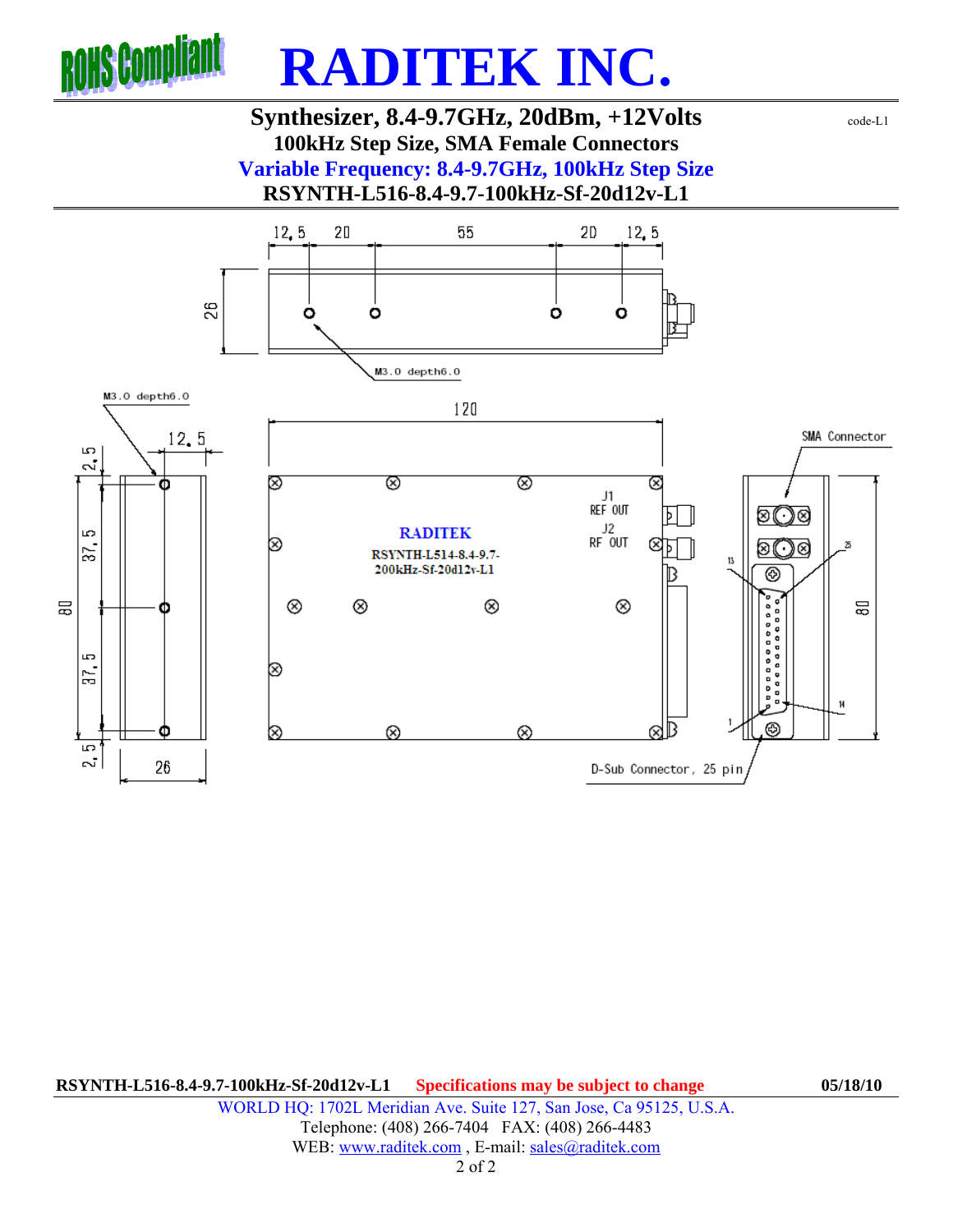# RADITEK INC.

## Synthesizer, 8.4-9.7GHz, 20dBm, +12Volts

**100kHz Step Size, SMA Female Connectors**

**Variable Frequency: 8.4-9.7GHz, 100kHz Step Size**

**RSYNTH-L516-8.4-9.7-100kHz-Sf-20d12v-L1**

code-L1

12.5
20
55
20
12.5
26
M3.0 depth6.0
M3.0 depth6.0
120
12.5
2.5
37.5
80
37.5
2.5
26
J1
REF OUT
J2
RF OUT
RADITEK
RSYNTH-L514-8.4-9.7-
200kHz-Sf-20d12v-L1
SMA Connector
13
25
14
1
80
D-Sub Connector, 25 pin

**RSYNTH-L516-8.4-9.7-100kHz-Sf-20d12v-L1** **Specifications may be subject to change** **05/18/10**

WORLD HQ: 1702L Meridian Ave. Suite 127, San Jose, Ca 95125, U.S.A.
Telephone: (408) 266-7404 FAX: (408) 266-4483
WEB: www.raditek.com , E-mail: sales@raditek.com